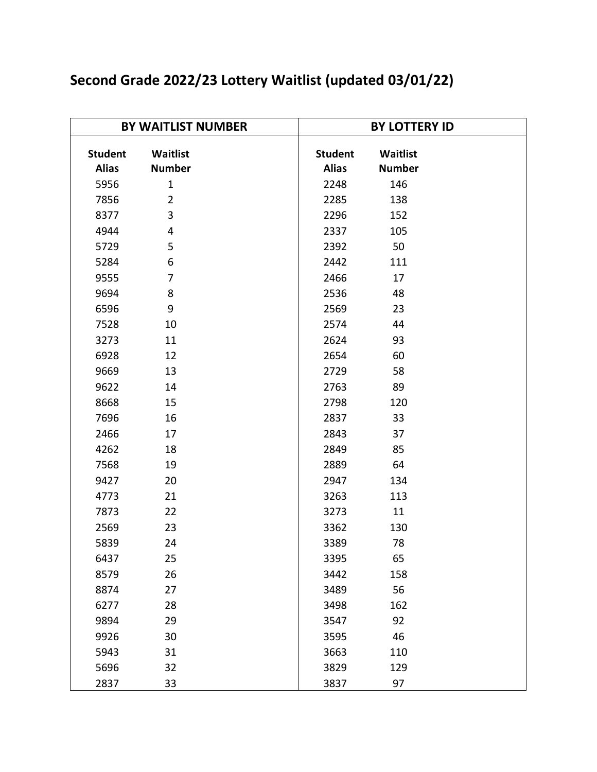# Second Grade 2022/23 Lottery Waitlist (updated 03/01/22)

| BY WAITLIST NUMBER | | BY LOTTERY ID | |
|---|---|---|---|
| **Student Alias** | **Waitlist Number** | **Student Alias** | **Waitlist Number** |
| 5956 | 1 | 2248 | 146 |
| 7856 | 2 | 2285 | 138 |
| 8377 | 3 | 2296 | 152 |
| 4944 | 4 | 2337 | 105 |
| 5729 | 5 | 2392 | 50 |
| 5284 | 6 | 2442 | 111 |
| 9555 | 7 | 2466 | 17 |
| 9694 | 8 | 2536 | 48 |
| 6596 | 9 | 2569 | 23 |
| 7528 | 10 | 2574 | 44 |
| 3273 | 11 | 2624 | 93 |
| 6928 | 12 | 2654 | 60 |
| 9669 | 13 | 2729 | 58 |
| 9622 | 14 | 2763 | 89 |
| 8668 | 15 | 2798 | 120 |
| 7696 | 16 | 2837 | 33 |
| 2466 | 17 | 2843 | 37 |
| 4262 | 18 | 2849 | 85 |
| 7568 | 19 | 2889 | 64 |
| 9427 | 20 | 2947 | 134 |
| 4773 | 21 | 3263 | 113 |
| 7873 | 22 | 3273 | 11 |
| 2569 | 23 | 3362 | 130 |
| 5839 | 24 | 3389 | 78 |
| 6437 | 25 | 3395 | 65 |
| 8579 | 26 | 3442 | 158 |
| 8874 | 27 | 3489 | 56 |
| 6277 | 28 | 3498 | 162 |
| 9894 | 29 | 3547 | 92 |
| 9926 | 30 | 3595 | 46 |
| 5943 | 31 | 3663 | 110 |
| 5696 | 32 | 3829 | 129 |
| 2837 | 33 | 3837 | 97 |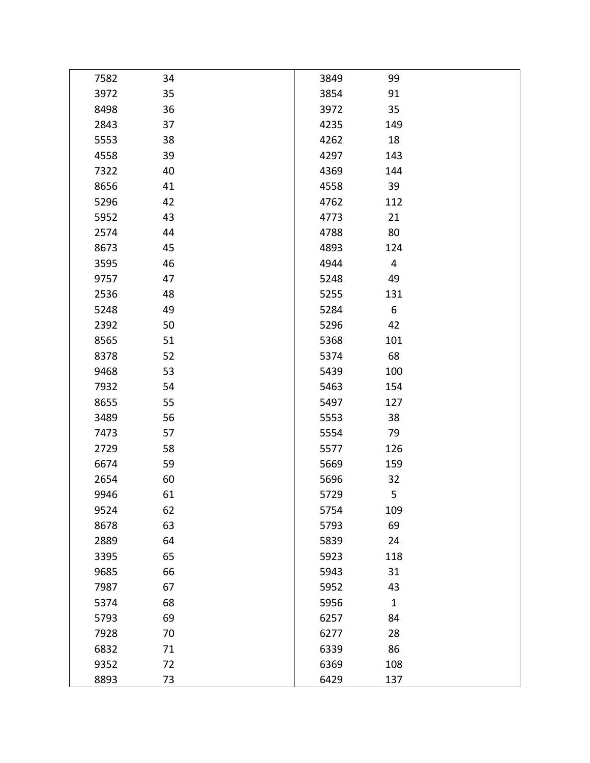| | | | |
|---|---|---|---|
| 7582 | 34 | 3849 | 99 |
| 3972 | 35 | 3854 | 91 |
| 8498 | 36 | 3972 | 35 |
| 2843 | 37 | 4235 | 149 |
| 5553 | 38 | 4262 | 18 |
| 4558 | 39 | 4297 | 143 |
| 7322 | 40 | 4369 | 144 |
| 8656 | 41 | 4558 | 39 |
| 5296 | 42 | 4762 | 112 |
| 5952 | 43 | 4773 | 21 |
| 2574 | 44 | 4788 | 80 |
| 8673 | 45 | 4893 | 124 |
| 3595 | 46 | 4944 | 4 |
| 9757 | 47 | 5248 | 49 |
| 2536 | 48 | 5255 | 131 |
| 5248 | 49 | 5284 | 6 |
| 2392 | 50 | 5296 | 42 |
| 8565 | 51 | 5368 | 101 |
| 8378 | 52 | 5374 | 68 |
| 9468 | 53 | 5439 | 100 |
| 7932 | 54 | 5463 | 154 |
| 8655 | 55 | 5497 | 127 |
| 3489 | 56 | 5553 | 38 |
| 7473 | 57 | 5554 | 79 |
| 2729 | 58 | 5577 | 126 |
| 6674 | 59 | 5669 | 159 |
| 2654 | 60 | 5696 | 32 |
| 9946 | 61 | 5729 | 5 |
| 9524 | 62 | 5754 | 109 |
| 8678 | 63 | 5793 | 69 |
| 2889 | 64 | 5839 | 24 |
| 3395 | 65 | 5923 | 118 |
| 9685 | 66 | 5943 | 31 |
| 7987 | 67 | 5952 | 43 |
| 5374 | 68 | 5956 | 1 |
| 5793 | 69 | 6257 | 84 |
| 7928 | 70 | 6277 | 28 |
| 6832 | 71 | 6339 | 86 |
| 9352 | 72 | 6369 | 108 |
| 8893 | 73 | 6429 | 137 |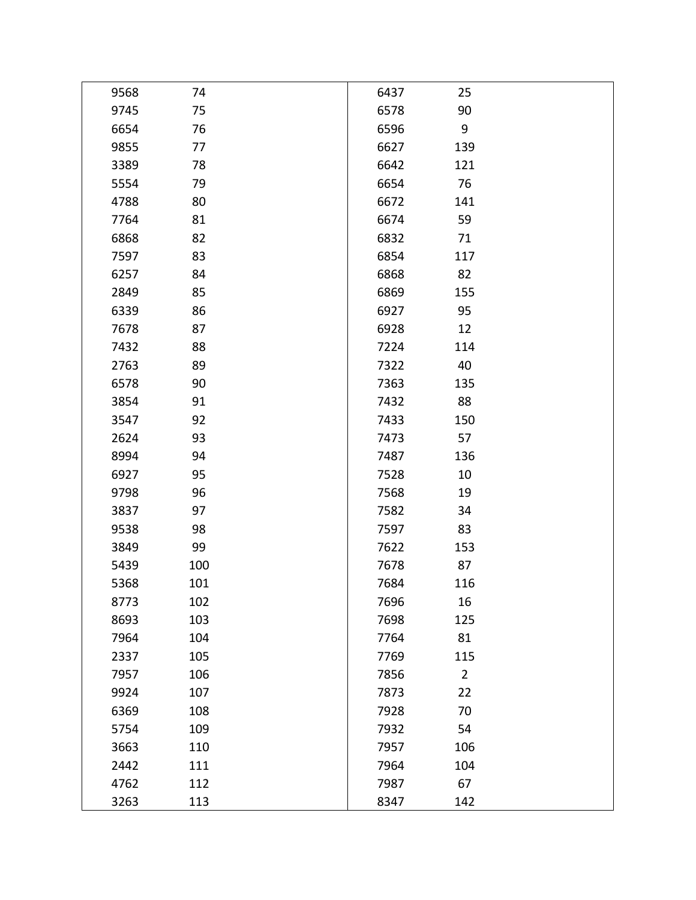| | |
|---|---|
| 9568 | 74 |
| 9745 | 75 |
| 6654 | 76 |
| 9855 | 77 |
| 3389 | 78 |
| 5554 | 79 |
| 4788 | 80 |
| 7764 | 81 |
| 6868 | 82 |
| 7597 | 83 |
| 6257 | 84 |
| 2849 | 85 |
| 6339 | 86 |
| 7678 | 87 |
| 7432 | 88 |
| 2763 | 89 |
| 6578 | 90 |
| 3854 | 91 |
| 3547 | 92 |
| 2624 | 93 |
| 8994 | 94 |
| 6927 | 95 |
| 9798 | 96 |
| 3837 | 97 |
| 9538 | 98 |
| 3849 | 99 |
| 5439 | 100 |
| 5368 | 101 |
| 8773 | 102 |
| 8693 | 103 |
| 7964 | 104 |
| 2337 | 105 |
| 7957 | 106 |
| 9924 | 107 |
| 6369 | 108 |
| 5754 | 109 |
| 3663 | 110 |
| 2442 | 111 |
| 4762 | 112 |
| 3263 | 113 |

| | |
|---|---|
| 6437 | 25 |
| 6578 | 90 |
| 6596 | 9 |
| 6627 | 139 |
| 6642 | 121 |
| 6654 | 76 |
| 6672 | 141 |
| 6674 | 59 |
| 6832 | 71 |
| 6854 | 117 |
| 6868 | 82 |
| 6869 | 155 |
| 6927 | 95 |
| 6928 | 12 |
| 7224 | 114 |
| 7322 | 40 |
| 7363 | 135 |
| 7432 | 88 |
| 7433 | 150 |
| 7473 | 57 |
| 7487 | 136 |
| 7528 | 10 |
| 7568 | 19 |
| 7582 | 34 |
| 7597 | 83 |
| 7622 | 153 |
| 7678 | 87 |
| 7684 | 116 |
| 7696 | 16 |
| 7698 | 125 |
| 7764 | 81 |
| 7769 | 115 |
| 7856 | 2 |
| 7873 | 22 |
| 7928 | 70 |
| 7932 | 54 |
| 7957 | 106 |
| 7964 | 104 |
| 7987 | 67 |
| 8347 | 142 |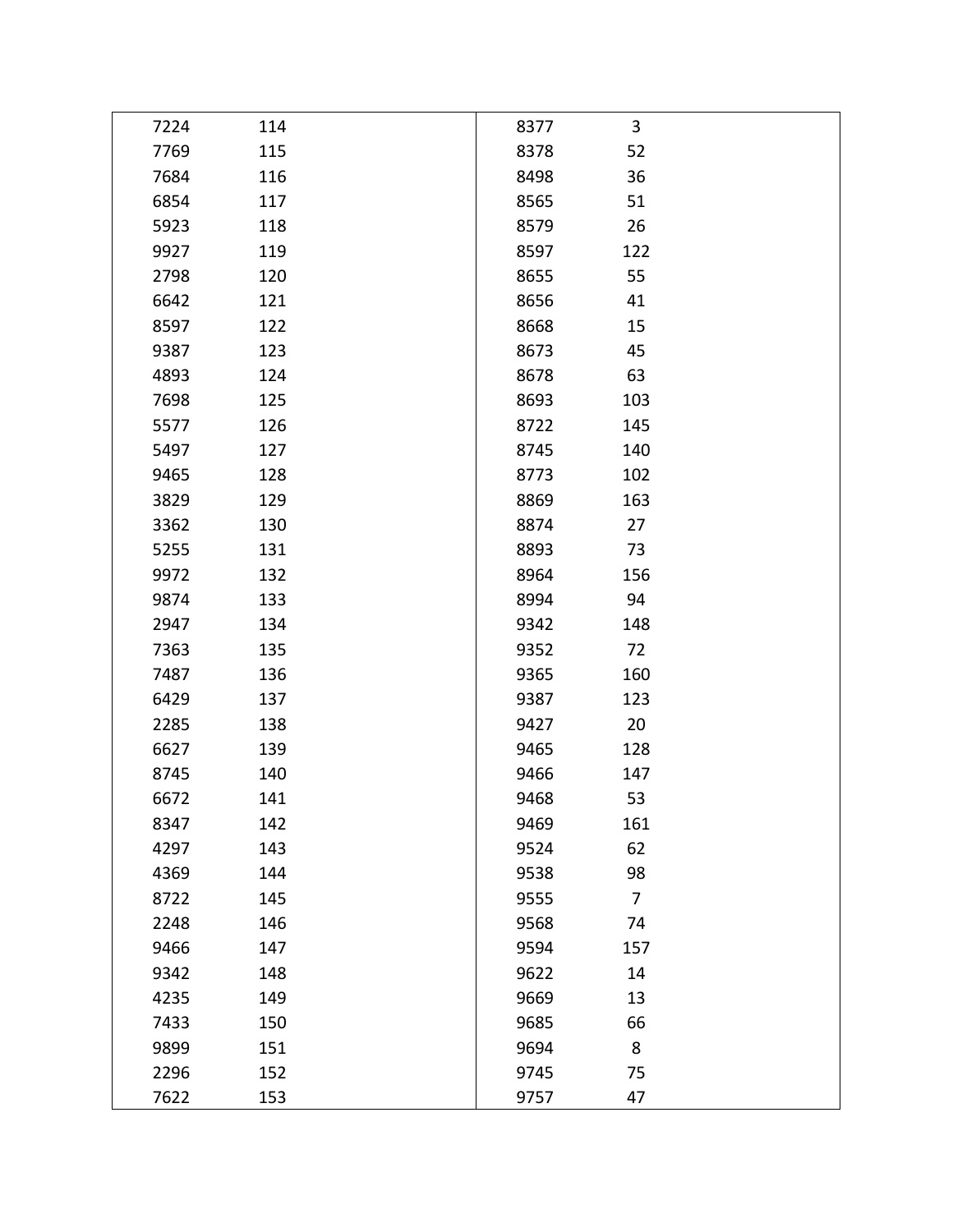| | |
|---|---|
| 7224 | 114 |
| 7769 | 115 |
| 7684 | 116 |
| 6854 | 117 |
| 5923 | 118 |
| 9927 | 119 |
| 2798 | 120 |
| 6642 | 121 |
| 8597 | 122 |
| 9387 | 123 |
| 4893 | 124 |
| 7698 | 125 |
| 5577 | 126 |
| 5497 | 127 |
| 9465 | 128 |
| 3829 | 129 |
| 3362 | 130 |
| 5255 | 131 |
| 9972 | 132 |
| 9874 | 133 |
| 2947 | 134 |
| 7363 | 135 |
| 7487 | 136 |
| 6429 | 137 |
| 2285 | 138 |
| 6627 | 139 |
| 8745 | 140 |
| 6672 | 141 |
| 8347 | 142 |
| 4297 | 143 |
| 4369 | 144 |
| 8722 | 145 |
| 2248 | 146 |
| 9466 | 147 |
| 9342 | 148 |
| 4235 | 149 |
| 7433 | 150 |
| 9899 | 151 |
| 2296 | 152 |
| 7622 | 153 |

| | |
|---|---|
| 8377 | 3 |
| 8378 | 52 |
| 8498 | 36 |
| 8565 | 51 |
| 8579 | 26 |
| 8597 | 122 |
| 8655 | 55 |
| 8656 | 41 |
| 8668 | 15 |
| 8673 | 45 |
| 8678 | 63 |
| 8693 | 103 |
| 8722 | 145 |
| 8745 | 140 |
| 8773 | 102 |
| 8869 | 163 |
| 8874 | 27 |
| 8893 | 73 |
| 8964 | 156 |
| 8994 | 94 |
| 9342 | 148 |
| 9352 | 72 |
| 9365 | 160 |
| 9387 | 123 |
| 9427 | 20 |
| 9465 | 128 |
| 9466 | 147 |
| 9468 | 53 |
| 9469 | 161 |
| 9524 | 62 |
| 9538 | 98 |
| 9555 | 7 |
| 9568 | 74 |
| 9594 | 157 |
| 9622 | 14 |
| 9669 | 13 |
| 9685 | 66 |
| 9694 | 8 |
| 9745 | 75 |
| 9757 | 47 |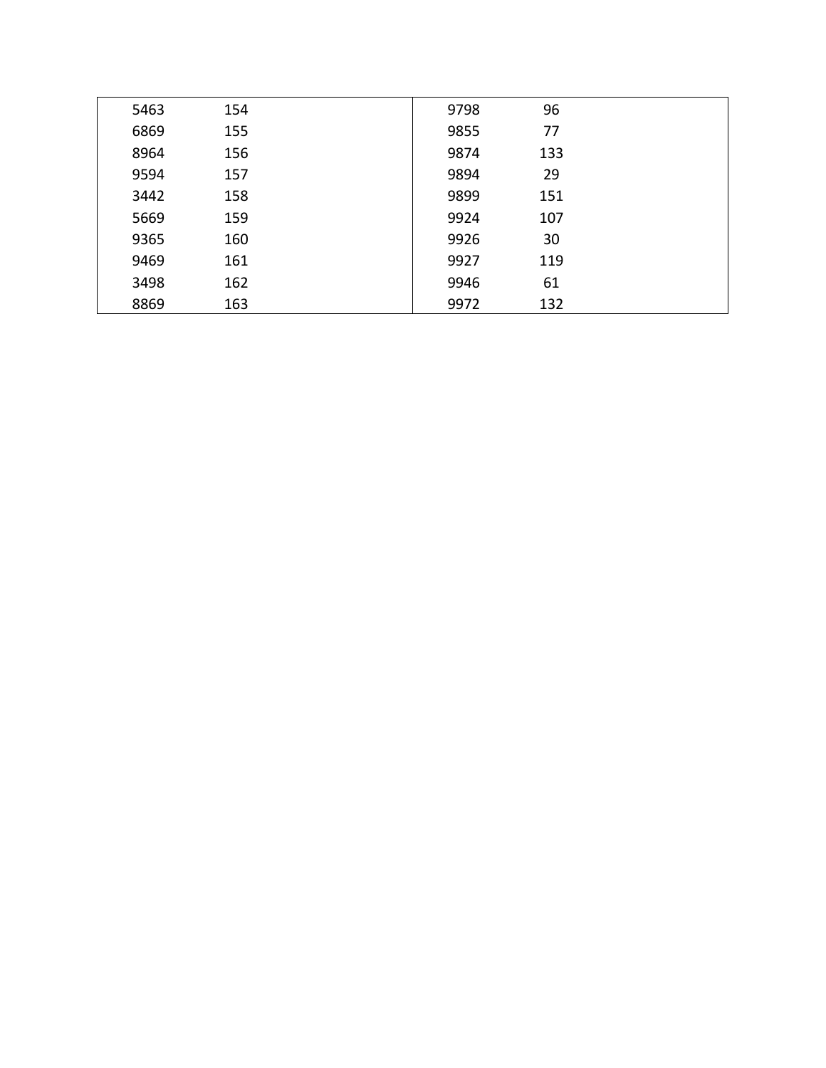| | | | |
|---|---|---|---|
| 5463 | 154 | 9798 | 96 |
| 6869 | 155 | 9855 | 77 |
| 8964 | 156 | 9874 | 133 |
| 9594 | 157 | 9894 | 29 |
| 3442 | 158 | 9899 | 151 |
| 5669 | 159 | 9924 | 107 |
| 9365 | 160 | 9926 | 30 |
| 9469 | 161 | 9927 | 119 |
| 3498 | 162 | 9946 | 61 |
| 8869 | 163 | 9972 | 132 |